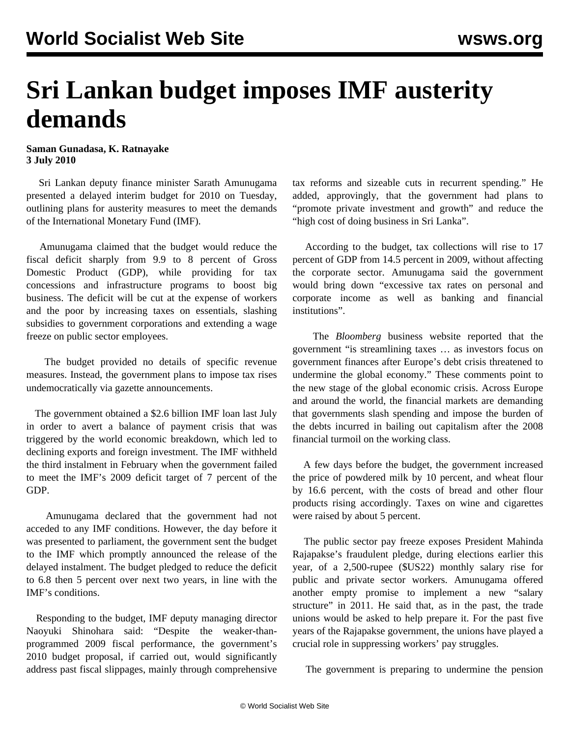# Sri Lankan budget imposes IMF austerity demands

**Saman Gunadasa, K. Ratnayake**
**3 July 2010**

Sri Lankan deputy finance minister Sarath Amunugama presented a delayed interim budget for 2010 on Tuesday, outlining plans for austerity measures to meet the demands of the International Monetary Fund (IMF).

Amunugama claimed that the budget would reduce the fiscal deficit sharply from 9.9 to 8 percent of Gross Domestic Product (GDP), while providing for tax concessions and infrastructure programs to boost big business. The deficit will be cut at the expense of workers and the poor by increasing taxes on essentials, slashing subsidies to government corporations and extending a wage freeze on public sector employees.

The budget provided no details of specific revenue measures. Instead, the government plans to impose tax rises undemocratically via gazette announcements.

The government obtained a $2.6 billion IMF loan last July in order to avert a balance of payment crisis that was triggered by the world economic breakdown, which led to declining exports and foreign investment. The IMF withheld the third instalment in February when the government failed to meet the IMF's 2009 deficit target of 7 percent of the GDP.

Amunugama declared that the government had not acceded to any IMF conditions. However, the day before it was presented to parliament, the government sent the budget to the IMF which promptly announced the release of the delayed instalment. The budget pledged to reduce the deficit to 6.8 then 5 percent over next two years, in line with the IMF's conditions.

Responding to the budget, IMF deputy managing director Naoyuki Shinohara said: "Despite the weaker-than-programmed 2009 fiscal performance, the government's 2010 budget proposal, if carried out, would significantly address past fiscal slippages, mainly through comprehensive tax reforms and sizeable cuts in recurrent spending." He added, approvingly, that the government had plans to "promote private investment and growth" and reduce the "high cost of doing business in Sri Lanka".

According to the budget, tax collections will rise to 17 percent of GDP from 14.5 percent in 2009, without affecting the corporate sector. Amunugama said the government would bring down "excessive tax rates on personal and corporate income as well as banking and financial institutions".

The *Bloomberg* business website reported that the government "is streamlining taxes … as investors focus on government finances after Europe's debt crisis threatened to undermine the global economy." These comments point to the new stage of the global economic crisis. Across Europe and around the world, the financial markets are demanding that governments slash spending and impose the burden of the debts incurred in bailing out capitalism after the 2008 financial turmoil on the working class.

A few days before the budget, the government increased the price of powdered milk by 10 percent, and wheat flour by 16.6 percent, with the costs of bread and other flour products rising accordingly. Taxes on wine and cigarettes were raised by about 5 percent.

The public sector pay freeze exposes President Mahinda Rajapakse's fraudulent pledge, during elections earlier this year, of a 2,500-rupee ($US22) monthly salary rise for public and private sector workers. Amunugama offered another empty promise to implement a new "salary structure" in 2011. He said that, as in the past, the trade unions would be asked to help prepare it. For the past five years of the Rajapakse government, the unions have played a crucial role in suppressing workers' pay struggles.

The government is preparing to undermine the pension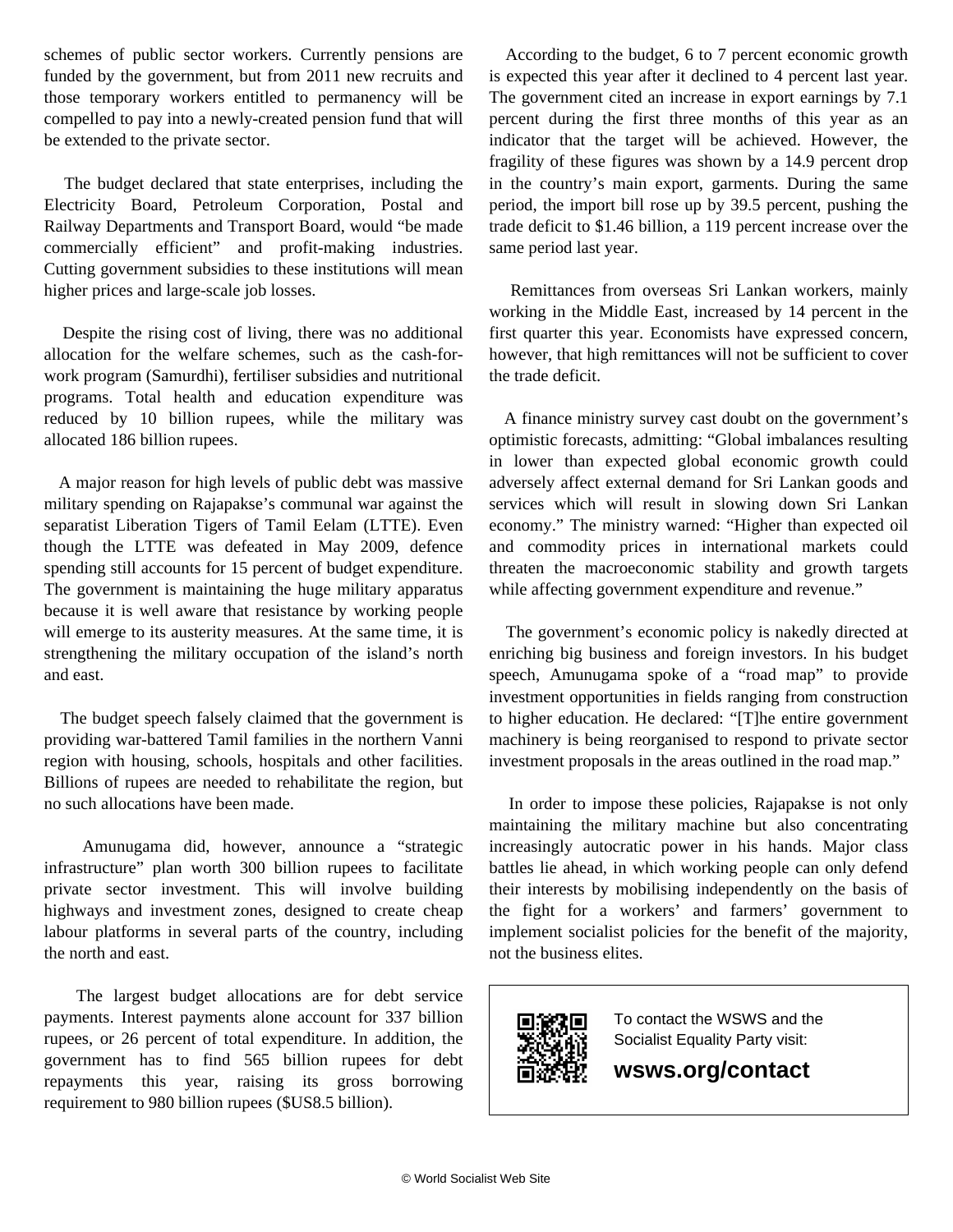schemes of public sector workers. Currently pensions are funded by the government, but from 2011 new recruits and those temporary workers entitled to permanency will be compelled to pay into a newly-created pension fund that will be extended to the private sector.

The budget declared that state enterprises, including the Electricity Board, Petroleum Corporation, Postal and Railway Departments and Transport Board, would "be made commercially efficient" and profit-making industries. Cutting government subsidies to these institutions will mean higher prices and large-scale job losses.

Despite the rising cost of living, there was no additional allocation for the welfare schemes, such as the cash-for-work program (Samurdhi), fertiliser subsidies and nutritional programs. Total health and education expenditure was reduced by 10 billion rupees, while the military was allocated 186 billion rupees.

A major reason for high levels of public debt was massive military spending on Rajapakse's communal war against the separatist Liberation Tigers of Tamil Eelam (LTTE). Even though the LTTE was defeated in May 2009, defence spending still accounts for 15 percent of budget expenditure. The government is maintaining the huge military apparatus because it is well aware that resistance by working people will emerge to its austerity measures. At the same time, it is strengthening the military occupation of the island's north and east.

The budget speech falsely claimed that the government is providing war-battered Tamil families in the northern Vanni region with housing, schools, hospitals and other facilities. Billions of rupees are needed to rehabilitate the region, but no such allocations have been made.

Amunugama did, however, announce a "strategic infrastructure" plan worth 300 billion rupees to facilitate private sector investment. This will involve building highways and investment zones, designed to create cheap labour platforms in several parts of the country, including the north and east.

The largest budget allocations are for debt service payments. Interest payments alone account for 337 billion rupees, or 26 percent of total expenditure. In addition, the government has to find 565 billion rupees for debt repayments this year, raising its gross borrowing requirement to 980 billion rupees ($US8.5 billion).

According to the budget, 6 to 7 percent economic growth is expected this year after it declined to 4 percent last year. The government cited an increase in export earnings by 7.1 percent during the first three months of this year as an indicator that the target will be achieved. However, the fragility of these figures was shown by a 14.9 percent drop in the country's main export, garments. During the same period, the import bill rose up by 39.5 percent, pushing the trade deficit to $1.46 billion, a 119 percent increase over the same period last year.

Remittances from overseas Sri Lankan workers, mainly working in the Middle East, increased by 14 percent in the first quarter this year. Economists have expressed concern, however, that high remittances will not be sufficient to cover the trade deficit.

A finance ministry survey cast doubt on the government's optimistic forecasts, admitting: "Global imbalances resulting in lower than expected global economic growth could adversely affect external demand for Sri Lankan goods and services which will result in slowing down Sri Lankan economy." The ministry warned: "Higher than expected oil and commodity prices in international markets could threaten the macroeconomic stability and growth targets while affecting government expenditure and revenue."

The government's economic policy is nakedly directed at enriching big business and foreign investors. In his budget speech, Amunugama spoke of a "road map" to provide investment opportunities in fields ranging from construction to higher education. He declared: "[T]he entire government machinery is being reorganised to respond to private sector investment proposals in the areas outlined in the road map."

In order to impose these policies, Rajapakse is not only maintaining the military machine but also concentrating increasingly autocratic power in his hands. Major class battles lie ahead, in which working people can only defend their interests by mobilising independently on the basis of the fight for a workers' and farmers' government to implement socialist policies for the benefit of the majority, not the business elites.

To contact the WSWS and the Socialist Equality Party visit:

**wsws.org/contact**